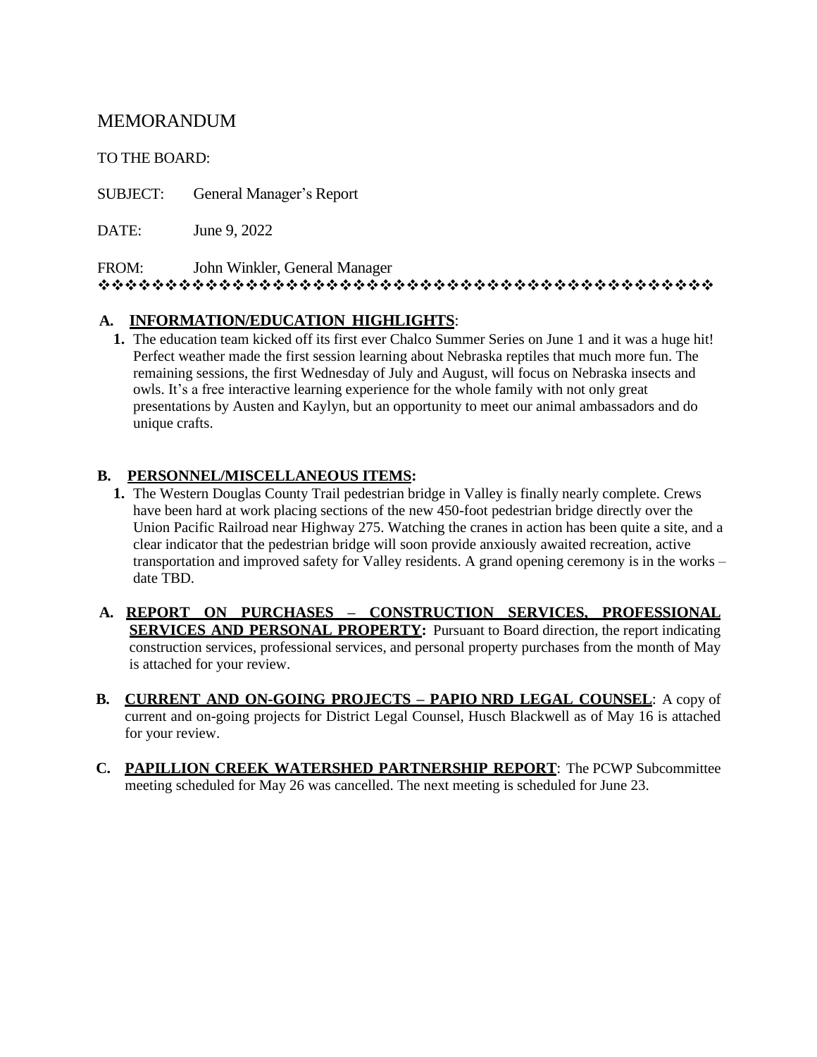# MEMORANDUM

TO THE BOARD:

SUBJECT: General Manager's Report

DATE: June 9, 2022

FROM: John Winkler, General Manager

❖❖❖❖❖❖❖❖❖❖❖❖❖❖❖❖❖❖❖❖❖❖❖❖❖❖❖❖❖❖❖❖❖❖❖❖❖❖❖❖❖❖❖❖❖❖❖❖❖❖

**A. INFORMATION/EDUCATION HIGHLIGHTS**:

1. The education team kicked off its first ever Chalco Summer Series on June 1 and it was a huge hit! Perfect weather made the first session learning about Nebraska reptiles that much more fun. The remaining sessions, the first Wednesday of July and August, will focus on Nebraska insects and owls. It's a free interactive learning experience for the whole family with not only great presentations by Austen and Kaylyn, but an opportunity to meet our animal ambassadors and do unique crafts.

**B. PERSONNEL/MISCELLANEOUS ITEMS:**

1. The Western Douglas County Trail pedestrian bridge in Valley is finally nearly complete. Crews have been hard at work placing sections of the new 450-foot pedestrian bridge directly over the Union Pacific Railroad near Highway 275. Watching the cranes in action has been quite a site, and a clear indicator that the pedestrian bridge will soon provide anxiously awaited recreation, active transportation and improved safety for Valley residents. A grand opening ceremony is in the works – date TBD.

**A. REPORT ON PURCHASES – CONSTRUCTION SERVICES, PROFESSIONAL SERVICES AND PERSONAL PROPERTY:** Pursuant to Board direction, the report indicating construction services, professional services, and personal property purchases from the month of May is attached for your review.

**B. CURRENT AND ON-GOING PROJECTS – PAPIO NRD LEGAL COUNSEL**: A copy of current and on-going projects for District Legal Counsel, Husch Blackwell as of May 16 is attached for your review.

**C. PAPILLION CREEK WATERSHED PARTNERSHIP REPORT**: The PCWP Subcommittee meeting scheduled for May 26 was cancelled. The next meeting is scheduled for June 23.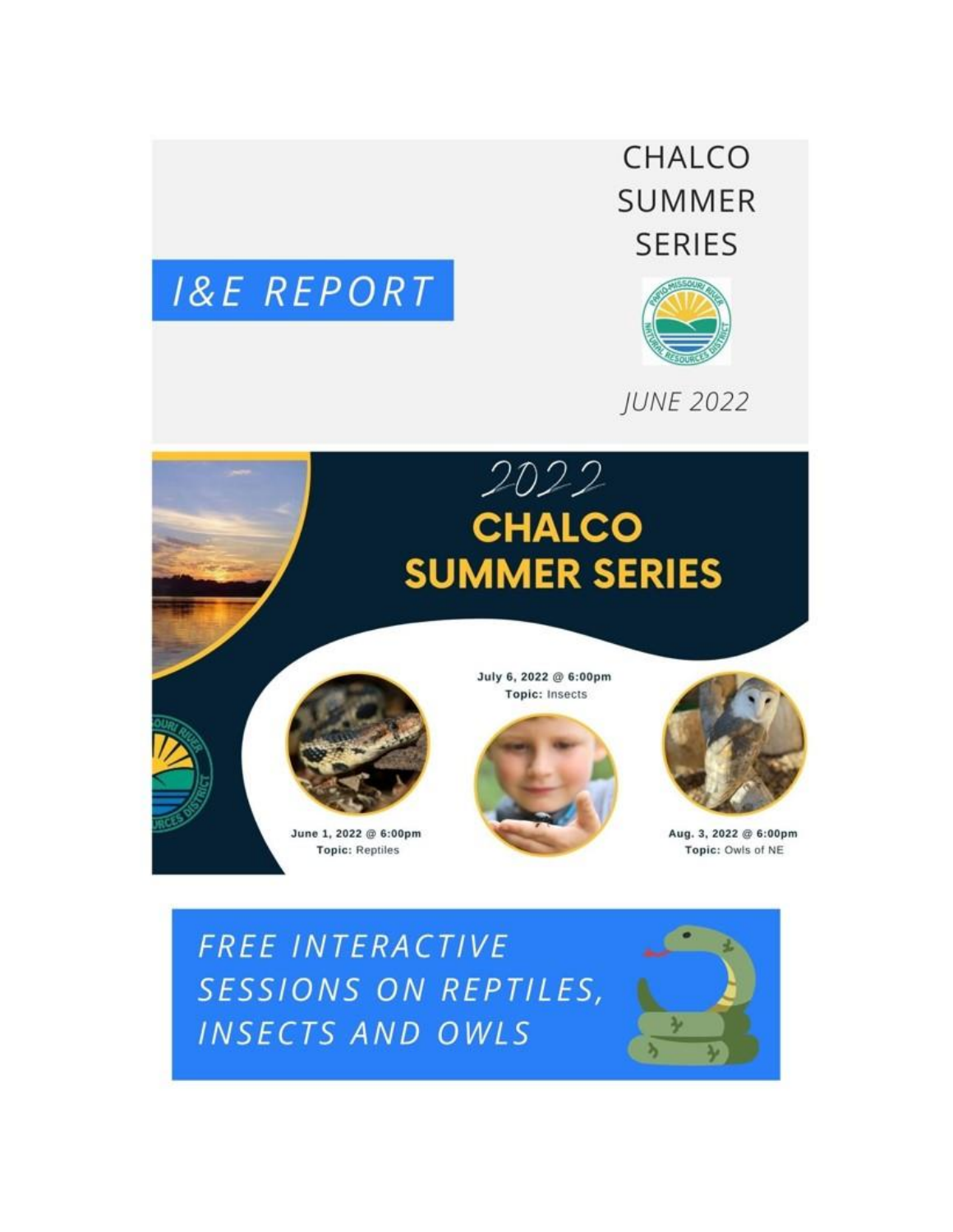# I&E REPORT

## CHALCO SUMMER SERIES

*JUNE 2022*

## 2022 CHALCO SUMMER SERIES

**June 1, 2022 @ 6:00pm**
**Topic:** Reptiles

**July 6, 2022 @ 6:00pm**
**Topic:** Insects

**Aug. 3, 2022 @ 6:00pm**
**Topic:** Owls of NE

*FREE INTERACTIVE SESSIONS ON REPTILES, INSECTS AND OWLS*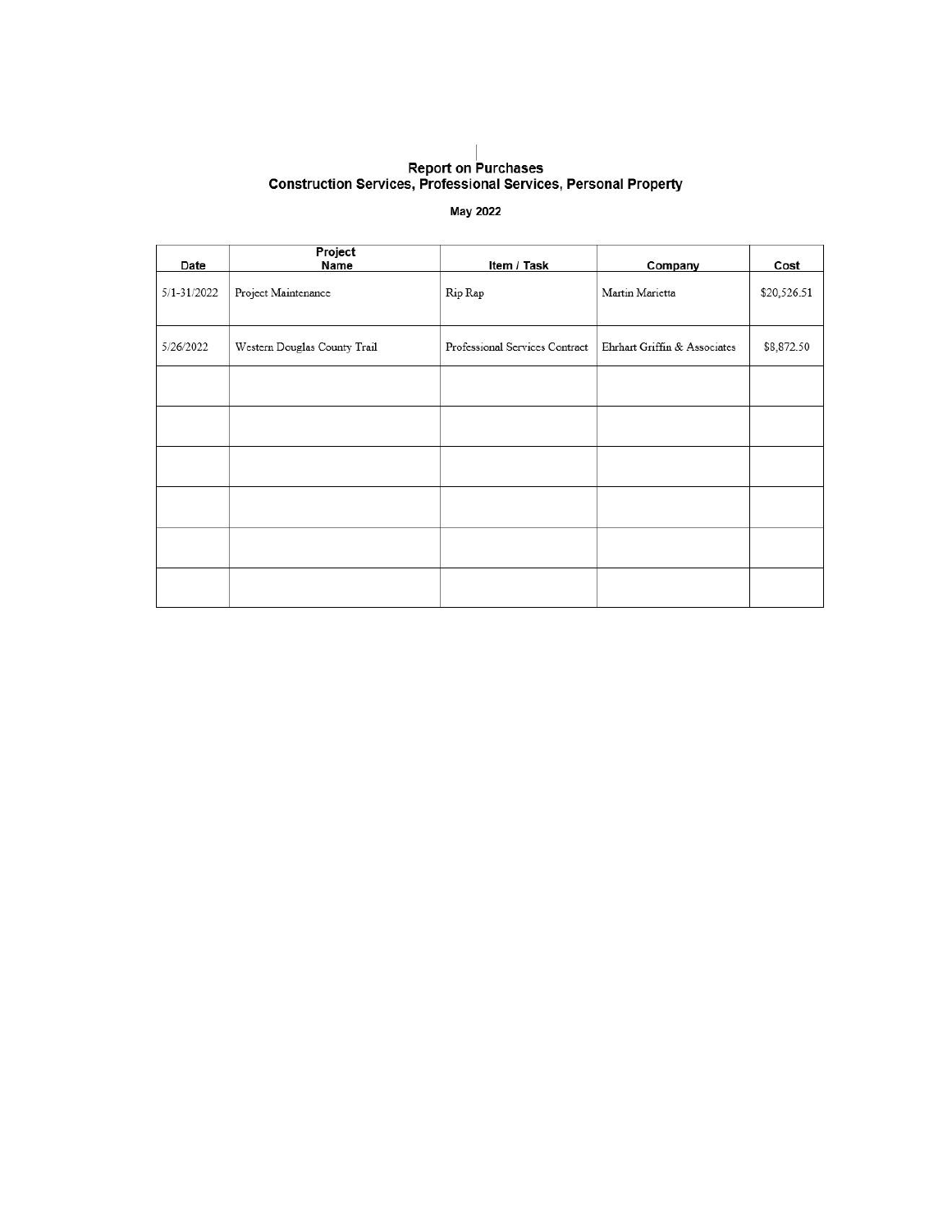## Report on Purchases
## Construction Services, Professional Services, Personal Property

**May 2022**

| Date | Project Name | Item / Task | Company | Cost |
|---|---|---|---|---|
| 5/1-31/2022 | Project Maintenance | Rip Rap | Martin Marietta | $20,526.51 |
| 5/26/2022 | Western Douglas County Trail | Professional Services Contract | Ehrhart Griffin & Associates | $8,872.50 |
| | | | | |
| | | | | |
| | | | | |
| | | | | |
| | | | | |
| | | | | |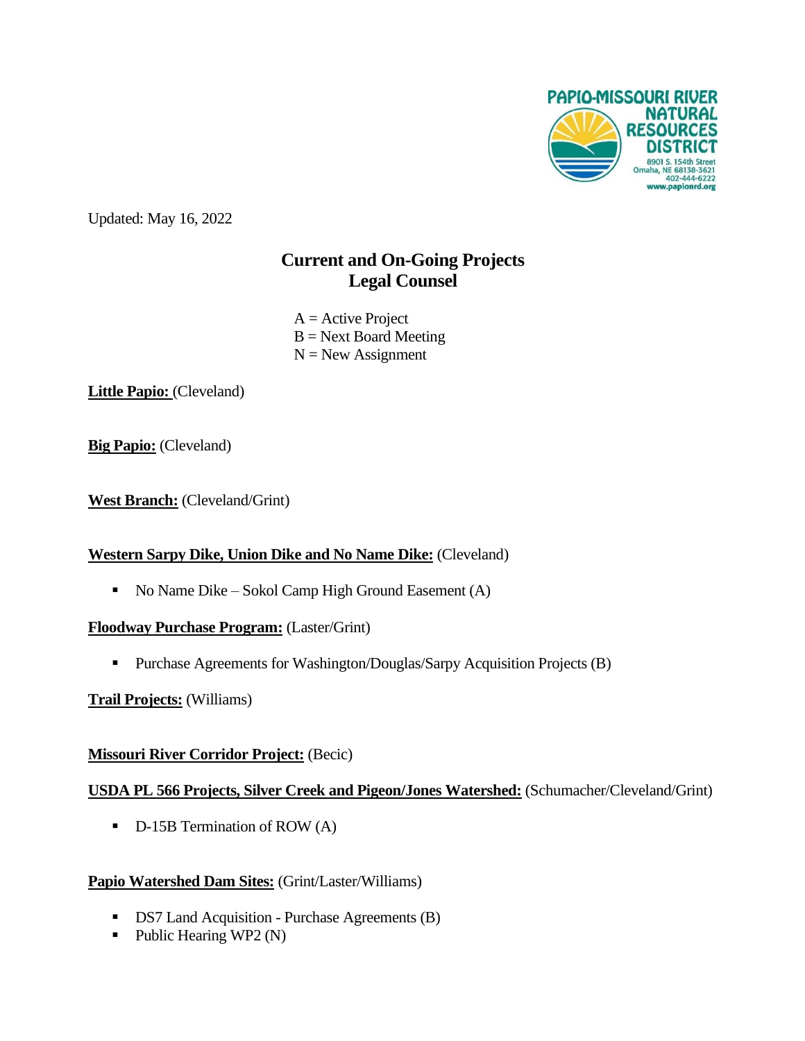Updated: May 16, 2022

# Current and On-Going Projects
## Legal Counsel

A = Active Project
B = Next Board Meeting
N = New Assignment

**Little Papio:** (Cleveland)

**Big Papio:** (Cleveland)

**West Branch:** (Cleveland/Grint)

**Western Sarpy Dike, Union Dike and No Name Dike:** (Cleveland)

- No Name Dike – Sokol Camp High Ground Easement (A)

**Floodway Purchase Program:** (Laster/Grint)

- Purchase Agreements for Washington/Douglas/Sarpy Acquisition Projects (B)

**Trail Projects:** (Williams)

**Missouri River Corridor Project:** (Becic)

**USDA PL 566 Projects, Silver Creek and Pigeon/Jones Watershed:** (Schumacher/Cleveland/Grint)

- D-15B Termination of ROW (A)

**Papio Watershed Dam Sites:** (Grint/Laster/Williams)

- DS7 Land Acquisition - Purchase Agreements (B)
- Public Hearing WP2 (N)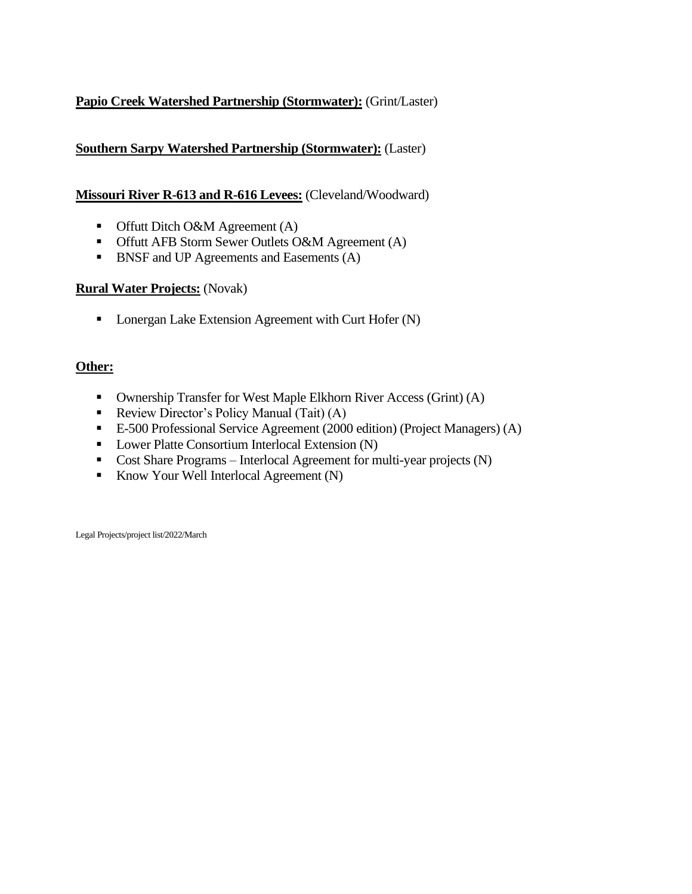**Papio Creek Watershed Partnership (Stormwater):** (Grint/Laster)

**Southern Sarpy Watershed Partnership (Stormwater):** (Laster)

**Missouri River R-613 and R-616 Levees:** (Cleveland/Woodward)

- Offutt Ditch O&M Agreement (A)
- Offutt AFB Storm Sewer Outlets O&M Agreement (A)
- BNSF and UP Agreements and Easements (A)

**Rural Water Projects:** (Novak)

- Lonergan Lake Extension Agreement with Curt Hofer (N)

**Other:**

- Ownership Transfer for West Maple Elkhorn River Access (Grint) (A)
- Review Director's Policy Manual (Tait) (A)
- E-500 Professional Service Agreement (2000 edition) (Project Managers) (A)
- Lower Platte Consortium Interlocal Extension (N)
- Cost Share Programs – Interlocal Agreement for multi-year projects (N)
- Know Your Well Interlocal Agreement (N)

Legal Projects/project list/2022/March